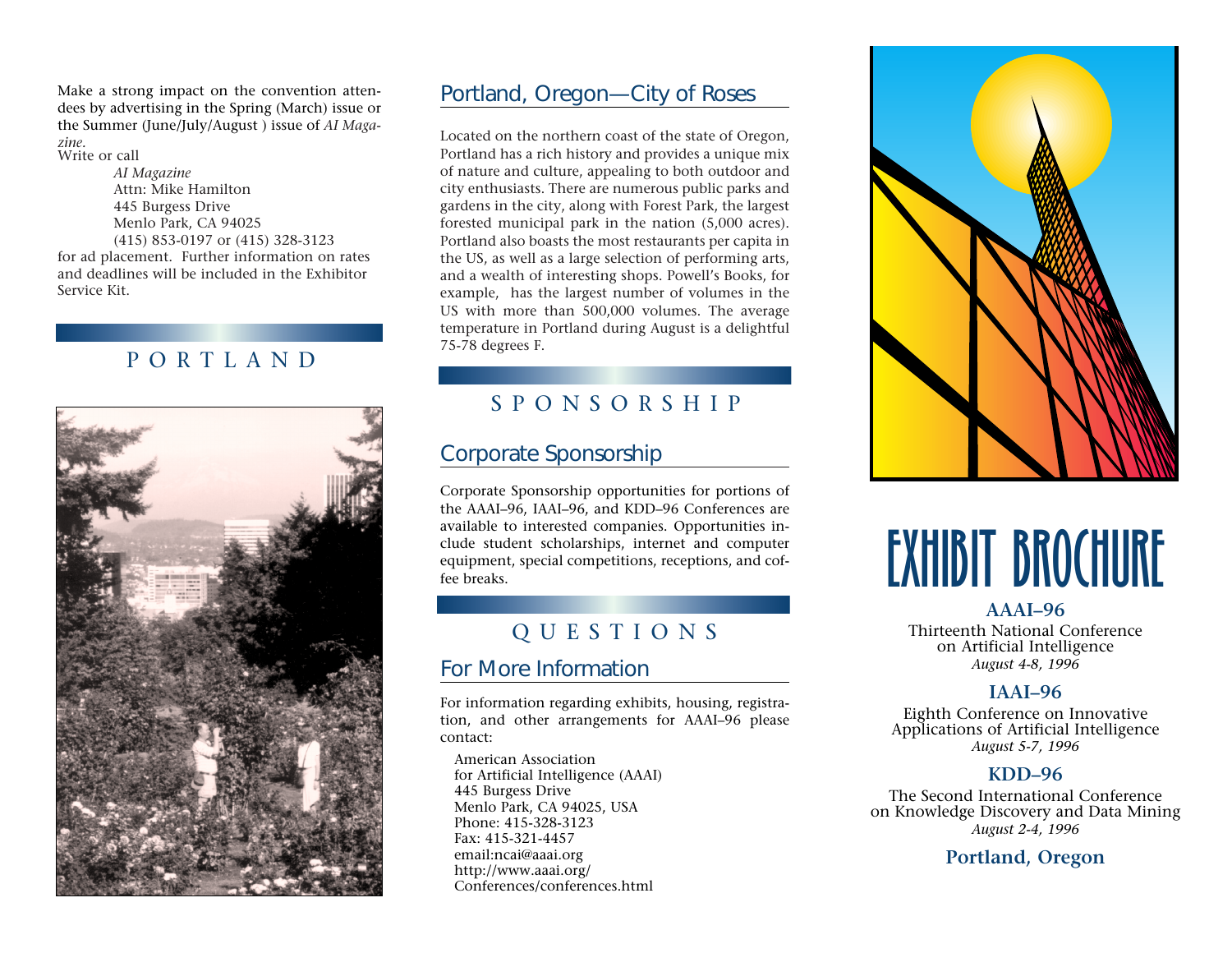Make a strong impact on the convention attendees by advertising in the Spring (March) issue or the Summer (June/July/August ) issue of *AI Magazine*.

Write or call

*AI Magazine*
Attn: Mike Hamilton
445 Burgess Drive
Menlo Park, CA 94025
(415) 853-0197 or (415) 328-3123

for ad placement. Further information on rates and deadlines will be included in the Exhibitor Service Kit.

# PORTLAND

## Portland, Oregon—City of Roses

Located on the northern coast of the state of Oregon, Portland has a rich history and provides a unique mix of nature and culture, appealing to both outdoor and city enthusiasts. There are numerous public parks and gardens in the city, along with Forest Park, the largest forested municipal park in the nation (5,000 acres). Portland also boasts the most restaurants per capita in the US, as well as a large selection of performing arts, and a wealth of interesting shops. Powell's Books, for example, has the largest number of volumes in the US with more than 500,000 volumes. The average temperature in Portland during August is a delightful 75-78 degrees F.

# SPONSORSHIP

## Corporate Sponsorship

Corporate Sponsorship opportunities for portions of the AAAI–96, IAAI–96, and KDD–96 Conferences are available to interested companies. Opportunities include student scholarships, internet and computer equipment, special competitions, receptions, and coffee breaks.

# QUESTIONS

## For More Information

For information regarding exhibits, housing, registration, and other arrangements for AAAI–96 please contact:

American Association
for Artificial Intelligence (AAAI)
445 Burgess Drive
Menlo Park, CA 94025, USA
Phone: 415-328-3123
Fax: 415-321-4457
email:ncai@aaai.org
http://www.aaai.org/Conferences/conferences.html

# EXHIBIT BROCHURE

**AAAI–96**
Thirteenth National Conference on Artificial Intelligence
*August 4-8, 1996*

**IAAI–96**
Eighth Conference on Innovative Applications of Artificial Intelligence
*August 5-7, 1996*

**KDD–96**
The Second International Conference on Knowledge Discovery and Data Mining
*August 2-4, 1996*

**Portland, Oregon**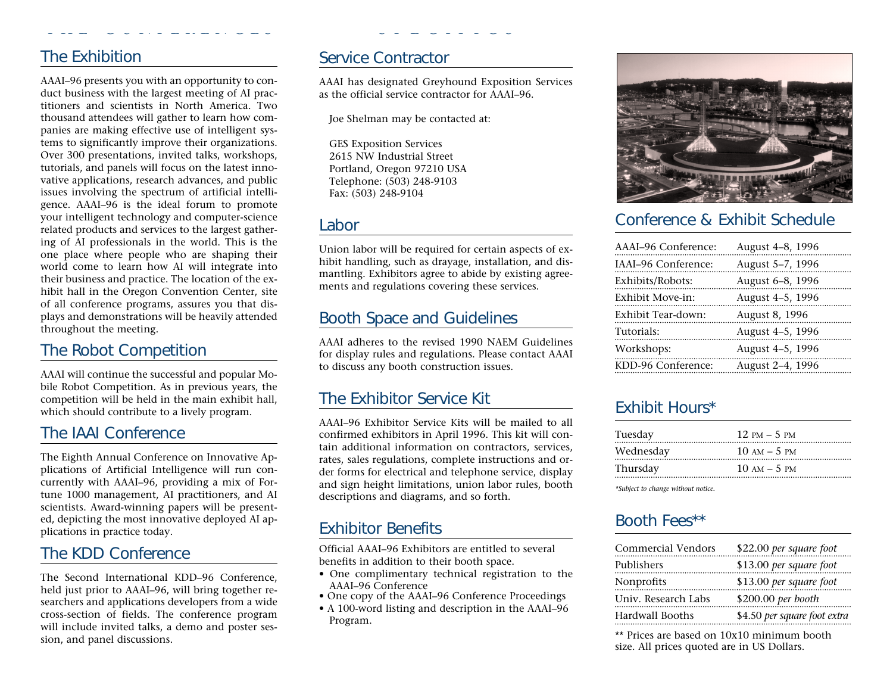## The Exhibition

AAAI–96 presents you with an opportunity to conduct business with the largest meeting of AI practitioners and scientists in North America. Two thousand attendees will gather to learn how companies are making effective use of intelligent systems to significantly improve their organizations. Over 300 presentations, invited talks, workshops, tutorials, and panels will focus on the latest innovative applications, research advances, and public issues involving the spectrum of artificial intelligence. AAAI–96 is the ideal forum to promote your intelligent technology and computer-science related products and services to the largest gathering of AI professionals in the world. This is the one place where people who are shaping their world come to learn how AI will integrate into their business and practice. The location of the exhibit hall in the Oregon Convention Center, site of all conference programs, assures you that displays and demonstrations will be heavily attended throughout the meeting.

## The Robot Competition

AAAI will continue the successful and popular Mobile Robot Competition. As in previous years, the competition will be held in the main exhibit hall, which should contribute to a lively program.

## The IAAI Conference

The Eighth Annual Conference on Innovative Applications of Artificial Intelligence will run concurrently with AAAI–96, providing a mix of Fortune 1000 management, AI practitioners, and AI scientists. Award-winning papers will be presented, depicting the most innovative deployed AI applications in practice today.

## The KDD Conference

The Second International KDD–96 Conference, held just prior to AAAI–96, will bring together researchers and applications developers from a wide cross-section of fields. The conference program will include invited talks, a demo and poster session, and panel discussions.

## Service Contractor

AAAI has designated Greyhound Exposition Services as the official service contractor for AAAI–96.

Joe Shelman may be contacted at:

GES Exposition Services
2615 NW Industrial Street
Portland, Oregon 97210 USA
Telephone: (503) 248-9103
Fax: (503) 248-9104

## Labor

Union labor will be required for certain aspects of exhibit handling, such as drayage, installation, and dismantling. Exhibitors agree to abide by existing agreements and regulations covering these services.

## Booth Space and Guidelines

AAAI adheres to the revised 1990 NAEM Guidelines for display rules and regulations. Please contact AAAI to discuss any booth construction issues.

## The Exhibitor Service Kit

AAAI–96 Exhibitor Service Kits will be mailed to all confirmed exhibitors in April 1996. This kit will contain additional information on contractors, services, rates, sales regulations, complete instructions and order forms for electrical and telephone service, display and sign height limitations, union labor rules, booth descriptions and diagrams, and so forth.

## Exhibitor Benefits

Official AAAI–96 Exhibitors are entitled to several benefits in addition to their booth space.

- One complimentary technical registration to the AAAI–96 Conference
- One copy of the AAAI–96 Conference Proceedings
- A 100-word listing and description in the AAAI–96 Program.

## Conference & Exhibit Schedule

| | |
|---|---|
| AAAI–96 Conference: | August 4–8, 1996 |
| IAAI–96 Conference: | August 5–7, 1996 |
| Exhibits/Robots: | August 6–8, 1996 |
| Exhibit Move-in: | August 4–5, 1996 |
| Exhibit Tear-down: | August 8, 1996 |
| Tutorials: | August 4–5, 1996 |
| Workshops: | August 4–5, 1996 |
| KDD-96 Conference: | August 2–4, 1996 |

## Exhibit Hours*

| | |
|---|---|
| Tuesday | 12 PM – 5 PM |
| Wednesday | 10 AM – 5 PM |
| Thursday | 10 AM – 5 PM |

*\*Subject to change without notice.*

## Booth Fees**

| | |
|---|---|
| Commercial Vendors | $22.00 *per square foot* |
| Publishers | $13.00 *per square foot* |
| Nonprofits | $13.00 *per square foot* |
| Univ. Research Labs | $200.00 *per booth* |
| Hardwall Booths | $4.50 *per square foot extra* |

** Prices are based on 10x10 minimum booth size. All prices quoted are in US Dollars.